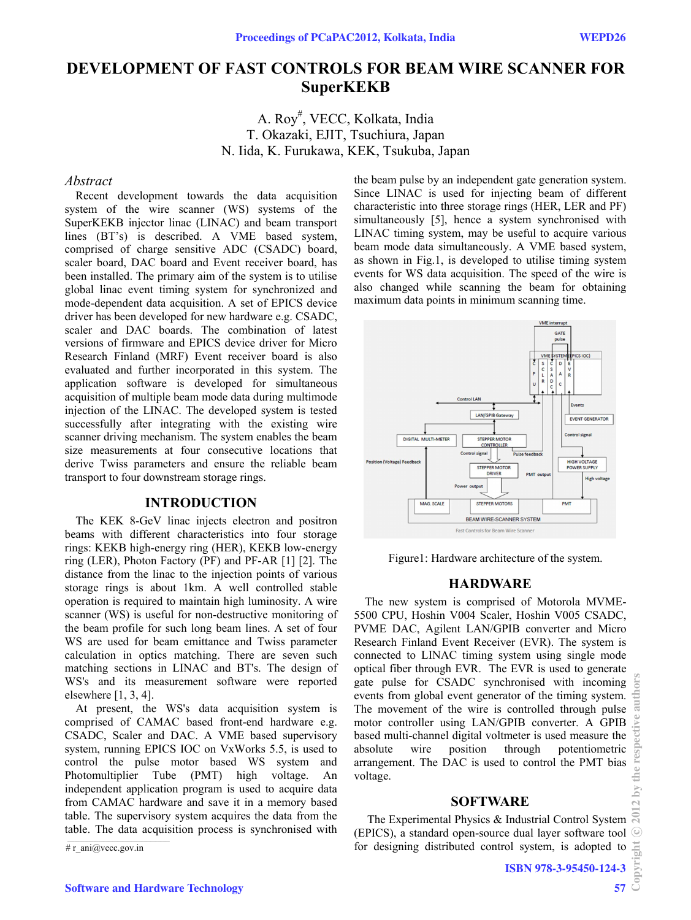# DEVELOPMENT OF FAST CONTROLS FOR BEAM WIRE SCANNER FOR SuperKEKB

A. Roy#, VECC, Kolkata, India
T. Okazaki, EJIT, Tsuchiura, Japan
N. Iida, K. Furukawa, KEK, Tsukuba, Japan

## *Abstract*

Recent development towards the data acquisition system of the wire scanner (WS) systems of the SuperKEKB injector linac (LINAC) and beam transport lines (BT's) is described. A VME based system, comprised of charge sensitive ADC (CSADC) board, scaler board, DAC board and Event receiver board, has been installed. The primary aim of the system is to utilise global linac event timing system for synchronized and mode-dependent data acquisition. A set of EPICS device driver has been developed for new hardware e.g. CSADC, scaler and DAC boards. The combination of latest versions of firmware and EPICS device driver for Micro Research Finland (MRF) Event receiver board is also evaluated and further incorporated in this system. The application software is developed for simultaneous acquisition of multiple beam mode data during multimode injection of the LINAC. The developed system is tested successfully after integrating with the existing wire scanner driving mechanism. The system enables the beam size measurements at four consecutive locations that derive Twiss parameters and ensure the reliable beam transport to four downstream storage rings.

## INTRODUCTION

The KEK 8-GeV linac injects electron and positron beams with different characteristics into four storage rings: KEKB high-energy ring (HER), KEKB low-energy ring (LER), Photon Factory (PF) and PF-AR [1] [2]. The distance from the linac to the injection points of various storage rings is about 1km. A well controlled stable operation is required to maintain high luminosity. A wire scanner (WS) is useful for non-destructive monitoring of the beam profile for such long beam lines. A set of four WS are used for beam emittance and Twiss parameter calculation in optics matching. There are seven such matching sections in LINAC and BT's. The design of WS's and its measurement software were reported elsewhere [1, 3, 4].

At present, the WS's data acquisition system is comprised of CAMAC based front-end hardware e.g. CSADC, Scaler and DAC. A VME based supervisory system, running EPICS IOC on VxWorks 5.5, is used to control the pulse motor based WS system and Photomultiplier Tube (PMT) high voltage. An independent application program is used to acquire data from CAMAC hardware and save it in a memory based table. The supervisory system acquires the data from the table. The data acquisition process is synchronised with the beam pulse by an independent gate generation system. Since LINAC is used for injecting beam of different characteristic into three storage rings (HER, LER and PF) simultaneously [5], hence a system synchronised with LINAC timing system, may be useful to acquire various beam mode data simultaneously. A VME based system, as shown in Fig.1, is developed to utilise timing system events for WS data acquisition. The speed of the wire is also changed while scanning the beam for obtaining maximum data points in minimum scanning time.

Figure1: Hardware architecture of the system.

## HARDWARE

The new system is comprised of Motorola MVME-5500 CPU, Hoshin V004 Scaler, Hoshin V005 CSADC, PVME DAC, Agilent LAN/GPIB converter and Micro Research Finland Event Receiver (EVR). The system is connected to LINAC timing system using single mode optical fiber through EVR. The EVR is used to generate gate pulse for CSADC synchronised with incoming events from global event generator of the timing system. The movement of the wire is controlled through pulse motor controller using LAN/GPIB converter. A GPIB based multi-channel digital voltmeter is used measure the absolute wire position through potentiometric arrangement. The DAC is used to control the PMT bias voltage.

## SOFTWARE

The Experimental Physics & Industrial Control System (EPICS), a standard open-source dual layer software tool for designing distributed control system, is adopted to

# r_ani@vecc.gov.in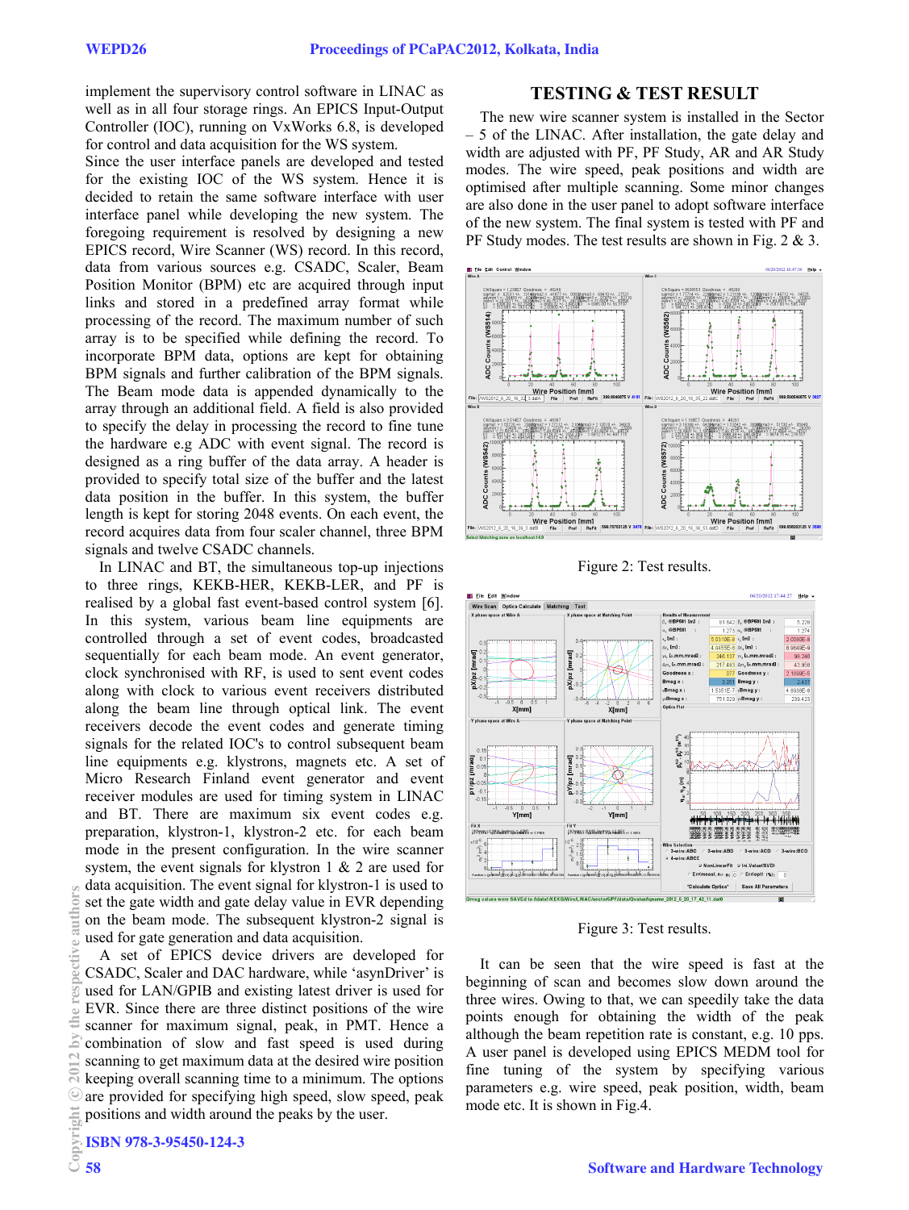implement the supervisory control software in LINAC as well as in all four storage rings. An EPICS Input-Output Controller (IOC), running on VxWorks 6.8, is developed for control and data acquisition for the WS system.

Since the user interface panels are developed and tested for the existing IOC of the WS system. Hence it is decided to retain the same software interface with user interface panel while developing the new system. The foregoing requirement is resolved by designing a new EPICS record, Wire Scanner (WS) record. In this record, data from various sources e.g. CSADC, Scaler, Beam Position Monitor (BPM) etc are acquired through input links and stored in a predefined array format while processing of the record. The maximum number of such array is to be specified while defining the record. To incorporate BPM data, options are kept for obtaining BPM signals and further calibration of the BPM signals. The Beam mode data is appended dynamically to the array through an additional field. A field is also provided to specify the delay in processing the record to fine tune the hardware e.g ADC with event signal. The record is designed as a ring buffer of the data array. A header is provided to specify total size of the buffer and the latest data position in the buffer. In this system, the buffer length is kept for storing 2048 events. On each event, the record acquires data from four scaler channel, three BPM signals and twelve CSADC channels.

In LINAC and BT, the simultaneous top-up injections to three rings, KEKB-HER, KEKB-LER, and PF is realised by a global fast event-based control system [6]. In this system, various beam line equipments are controlled through a set of event codes, broadcasted sequentially for each beam mode. An event generator, clock synchronised with RF, is used to sent event codes along with clock to various event receivers distributed along the beam line through optical link. The event receivers decode the event codes and generate timing signals for the related IOC's to control subsequent beam line equipments e.g. klystrons, magnets etc. A set of Micro Research Finland event generator and event receiver modules are used for timing system in LINAC and BT. There are maximum six event codes e.g. preparation, klystron-1, klystron-2 etc. for each beam mode in the present configuration. In the wire scanner system, the event signals for klystron 1 & 2 are used for data acquisition. The event signal for klystron-1 is used to set the gate width and gate delay value in EVR depending on the beam mode. The subsequent klystron-2 signal is used for gate generation and data acquisition.

A set of EPICS device drivers are developed for CSADC, Scaler and DAC hardware, while 'asynDriver' is used for LAN/GPIB and existing latest driver is used for EVR. Since there are three distinct positions of the wire scanner for maximum signal, peak, in PMT. Hence a combination of slow and fast speed is used during scanning to get maximum data at the desired wire position keeping overall scanning time to a minimum. The options are provided for specifying high speed, slow speed, peak positions and width around the peaks by the user.

## TESTING & TEST RESULT

The new wire scanner system is installed in the Sector – 5 of the LINAC. After installation, the gate delay and width are adjusted with PF, PF Study, AR and AR Study modes. The wire speed, peak positions and width are optimised after multiple scanning. Some minor changes are also done in the user panel to adopt software interface of the new system. The final system is tested with PF and PF Study modes. The test results are shown in Fig. 2 & 3.

Figure 2: Test results.

Figure 3: Test results.

It can be seen that the wire speed is fast at the beginning of scan and becomes slow down around the three wires. Owing to that, we can speedily take the data points enough for obtaining the width of the peak although the beam repetition rate is constant, e.g. 10 pps. A user panel is developed using EPICS MEDM tool for fine tuning of the system by specifying various parameters e.g. wire speed, peak position, width, beam mode etc. It is shown in Fig.4.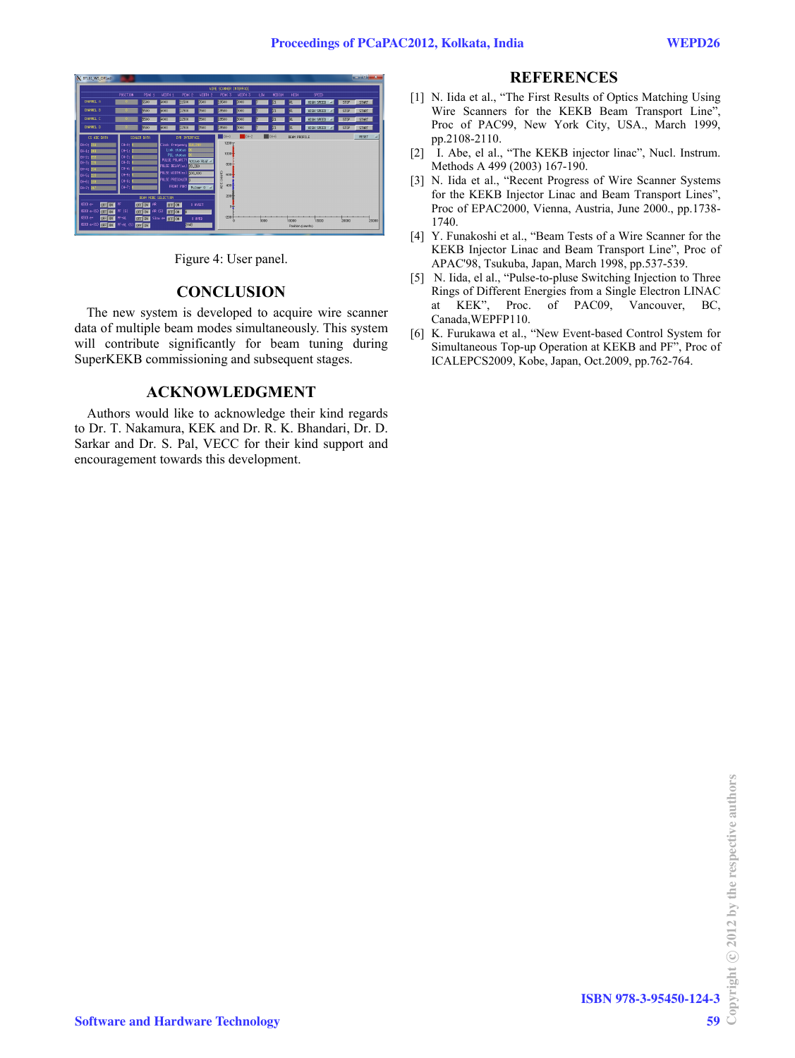Figure 4: User panel.

## CONCLUSION

The new system is developed to acquire wire scanner data of multiple beam modes simultaneously. This system will contribute significantly for beam tuning during SuperKEKB commissioning and subsequent stages.

## ACKNOWLEDGMENT

Authors would like to acknowledge their kind regards to Dr. T. Nakamura, KEK and Dr. R. K. Bhandari, Dr. D. Sarkar and Dr. S. Pal, VECC for their kind support and encouragement towards this development.

## REFERENCES

[1] N. Iida et al., "The First Results of Optics Matching Using Wire Scanners for the KEKB Beam Transport Line", Proc of PAC99, New York City, USA., March 1999, pp.2108-2110.

[2] I. Abe, el al., "The KEKB injector linac", Nucl. Instrum. Methods A 499 (2003) 167-190.

[3] N. Iida et al., "Recent Progress of Wire Scanner Systems for the KEKB Injector Linac and Beam Transport Lines", Proc of EPAC2000, Vienna, Austria, June 2000., pp.1738-1740.

[4] Y. Funakoshi et al., "Beam Tests of a Wire Scanner for the KEKB Injector Linac and Beam Transport Line", Proc of APAC'98, Tsukuba, Japan, March 1998, pp.537-539.

[5] N. Iida, el al., "Pulse-to-pluse Switching Injection to Three Rings of Different Energies from a Single Electron LINAC at KEK", Proc. of PAC09, Vancouver, BC, Canada,WEPFP110.

[6] K. Furukawa et al., "New Event-based Control System for Simultaneous Top-up Operation at KEKB and PF", Proc of ICALEPCS2009, Kobe, Japan, Oct.2009, pp.762-764.